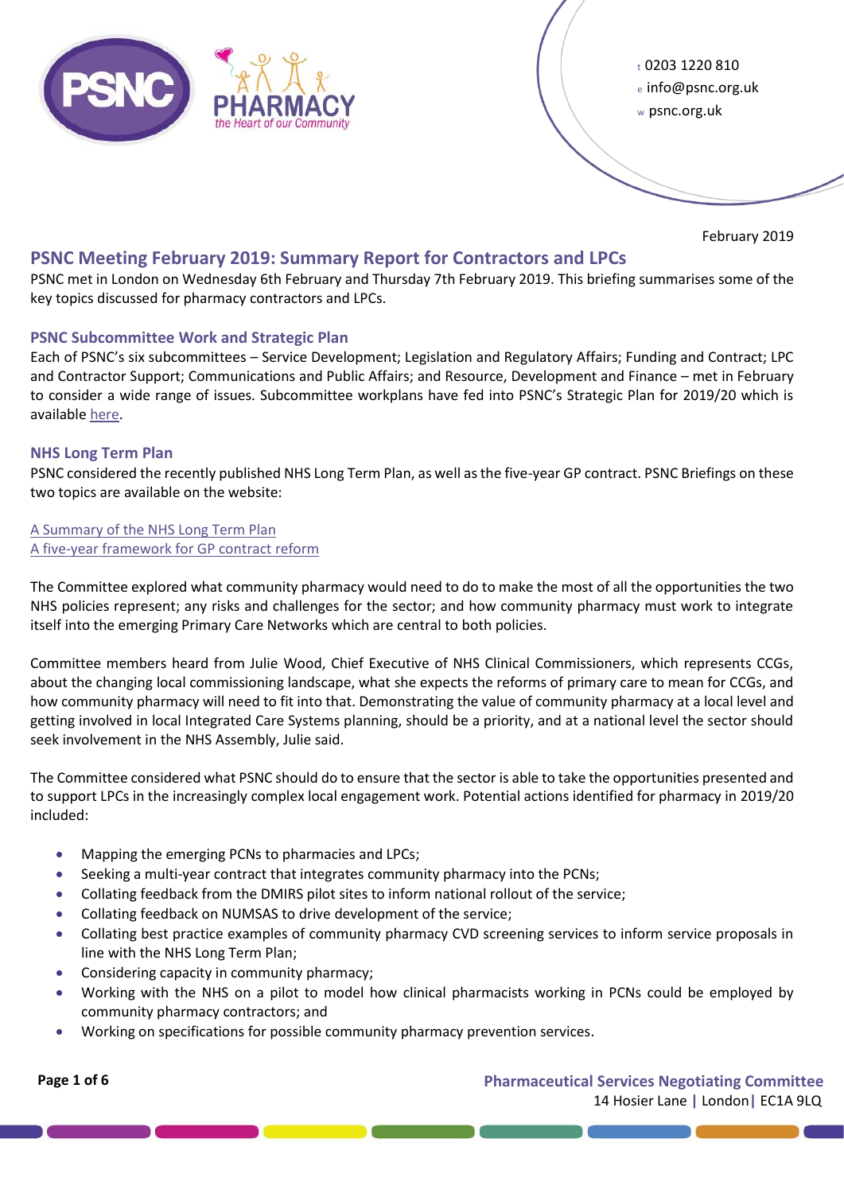t 0203 1220 810
e info@psnc.org.uk
w psnc.org.uk

February 2019

## PSNC Meeting February 2019: Summary Report for Contractors and LPCs

PSNC met in London on Wednesday 6th February and Thursday 7th February 2019. This briefing summarises some of the key topics discussed for pharmacy contractors and LPCs.

### PSNC Subcommittee Work and Strategic Plan

Each of PSNC's six subcommittees – Service Development; Legislation and Regulatory Affairs; Funding and Contract; LPC and Contractor Support; Communications and Public Affairs; and Resource, Development and Finance – met in February to consider a wide range of issues. Subcommittee workplans have fed into PSNC's Strategic Plan for 2019/20 which is available here.

### NHS Long Term Plan

PSNC considered the recently published NHS Long Term Plan, as well as the five-year GP contract. PSNC Briefings on these two topics are available on the website:

A Summary of the NHS Long Term Plan
A five-year framework for GP contract reform

The Committee explored what community pharmacy would need to do to make the most of all the opportunities the two NHS policies represent; any risks and challenges for the sector; and how community pharmacy must work to integrate itself into the emerging Primary Care Networks which are central to both policies.

Committee members heard from Julie Wood, Chief Executive of NHS Clinical Commissioners, which represents CCGs, about the changing local commissioning landscape, what she expects the reforms of primary care to mean for CCGs, and how community pharmacy will need to fit into that. Demonstrating the value of community pharmacy at a local level and getting involved in local Integrated Care Systems planning, should be a priority, and at a national level the sector should seek involvement in the NHS Assembly, Julie said.

The Committee considered what PSNC should do to ensure that the sector is able to take the opportunities presented and to support LPCs in the increasingly complex local engagement work. Potential actions identified for pharmacy in 2019/20 included:

- Mapping the emerging PCNs to pharmacies and LPCs;
- Seeking a multi-year contract that integrates community pharmacy into the PCNs;
- Collating feedback from the DMIRS pilot sites to inform national rollout of the service;
- Collating feedback on NUMSAS to drive development of the service;
- Collating best practice examples of community pharmacy CVD screening services to inform service proposals in line with the NHS Long Term Plan;
- Considering capacity in community pharmacy;
- Working with the NHS on a pilot to model how clinical pharmacists working in PCNs could be employed by community pharmacy contractors; and
- Working on specifications for possible community pharmacy prevention services.

**Pharmaceutical Services Negotiating Committee**
14 Hosier Lane | London | EC1A 9LQ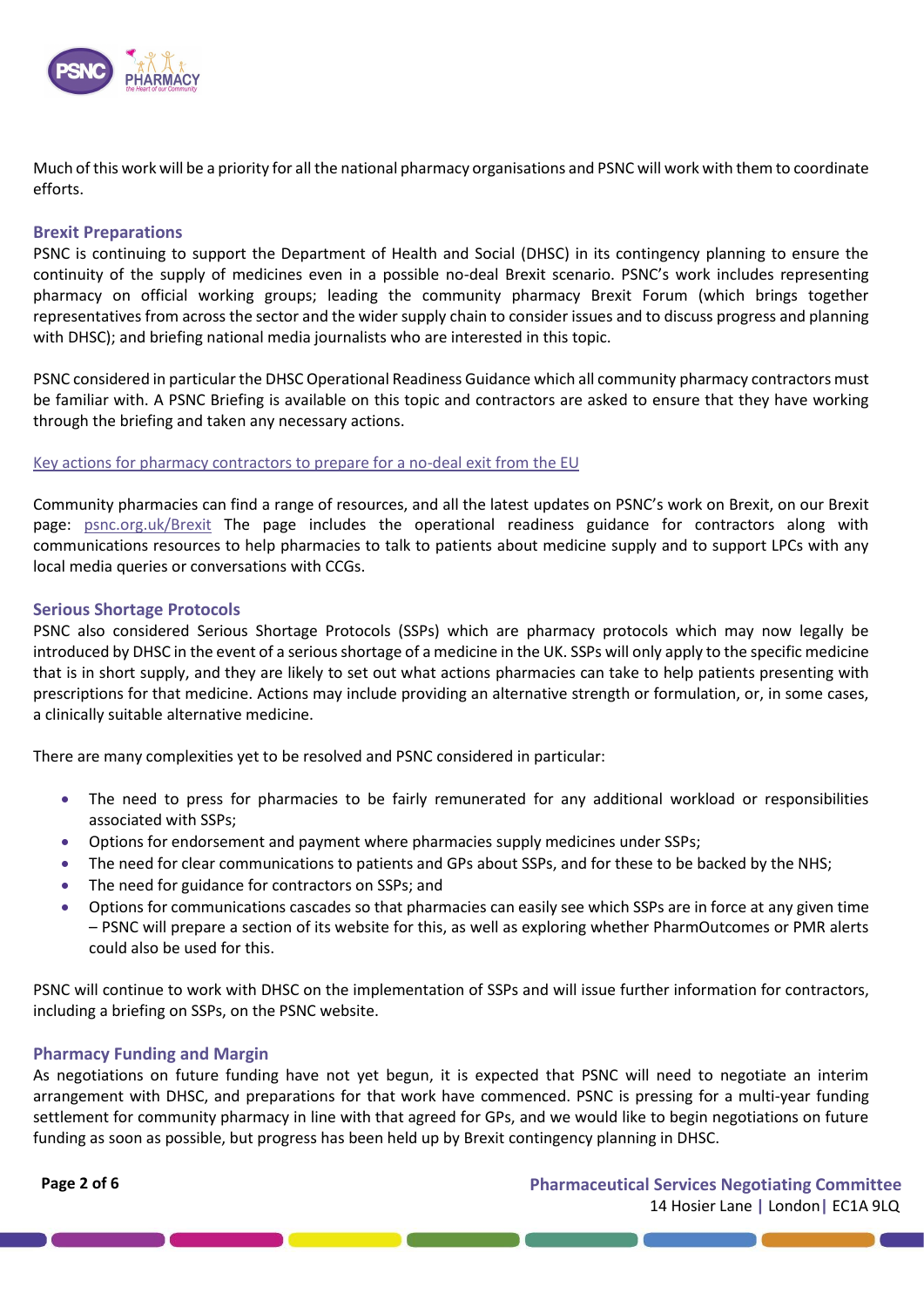Much of this work will be a priority for all the national pharmacy organisations and PSNC will work with them to coordinate efforts.

## Brexit Preparations

PSNC is continuing to support the Department of Health and Social (DHSC) in its contingency planning to ensure the continuity of the supply of medicines even in a possible no-deal Brexit scenario. PSNC's work includes representing pharmacy on official working groups; leading the community pharmacy Brexit Forum (which brings together representatives from across the sector and the wider supply chain to consider issues and to discuss progress and planning with DHSC); and briefing national media journalists who are interested in this topic.

PSNC considered in particular the DHSC Operational Readiness Guidance which all community pharmacy contractors must be familiar with. A PSNC Briefing is available on this topic and contractors are asked to ensure that they have working through the briefing and taken any necessary actions.

Key actions for pharmacy contractors to prepare for a no-deal exit from the EU

Community pharmacies can find a range of resources, and all the latest updates on PSNC's work on Brexit, on our Brexit page: psnc.org.uk/Brexit The page includes the operational readiness guidance for contractors along with communications resources to help pharmacies to talk to patients about medicine supply and to support LPCs with any local media queries or conversations with CCGs.

## Serious Shortage Protocols

PSNC also considered Serious Shortage Protocols (SSPs) which are pharmacy protocols which may now legally be introduced by DHSC in the event of a serious shortage of a medicine in the UK. SSPs will only apply to the specific medicine that is in short supply, and they are likely to set out what actions pharmacies can take to help patients presenting with prescriptions for that medicine. Actions may include providing an alternative strength or formulation, or, in some cases, a clinically suitable alternative medicine.

There are many complexities yet to be resolved and PSNC considered in particular:

- The need to press for pharmacies to be fairly remunerated for any additional workload or responsibilities associated with SSPs;
- Options for endorsement and payment where pharmacies supply medicines under SSPs;
- The need for clear communications to patients and GPs about SSPs, and for these to be backed by the NHS;
- The need for guidance for contractors on SSPs; and
- Options for communications cascades so that pharmacies can easily see which SSPs are in force at any given time – PSNC will prepare a section of its website for this, as well as exploring whether PharmOutcomes or PMR alerts could also be used for this.

PSNC will continue to work with DHSC on the implementation of SSPs and will issue further information for contractors, including a briefing on SSPs, on the PSNC website.

## Pharmacy Funding and Margin

As negotiations on future funding have not yet begun, it is expected that PSNC will need to negotiate an interim arrangement with DHSC, and preparations for that work have commenced. PSNC is pressing for a multi-year funding settlement for community pharmacy in line with that agreed for GPs, and we would like to begin negotiations on future funding as soon as possible, but progress has been held up by Brexit contingency planning in DHSC.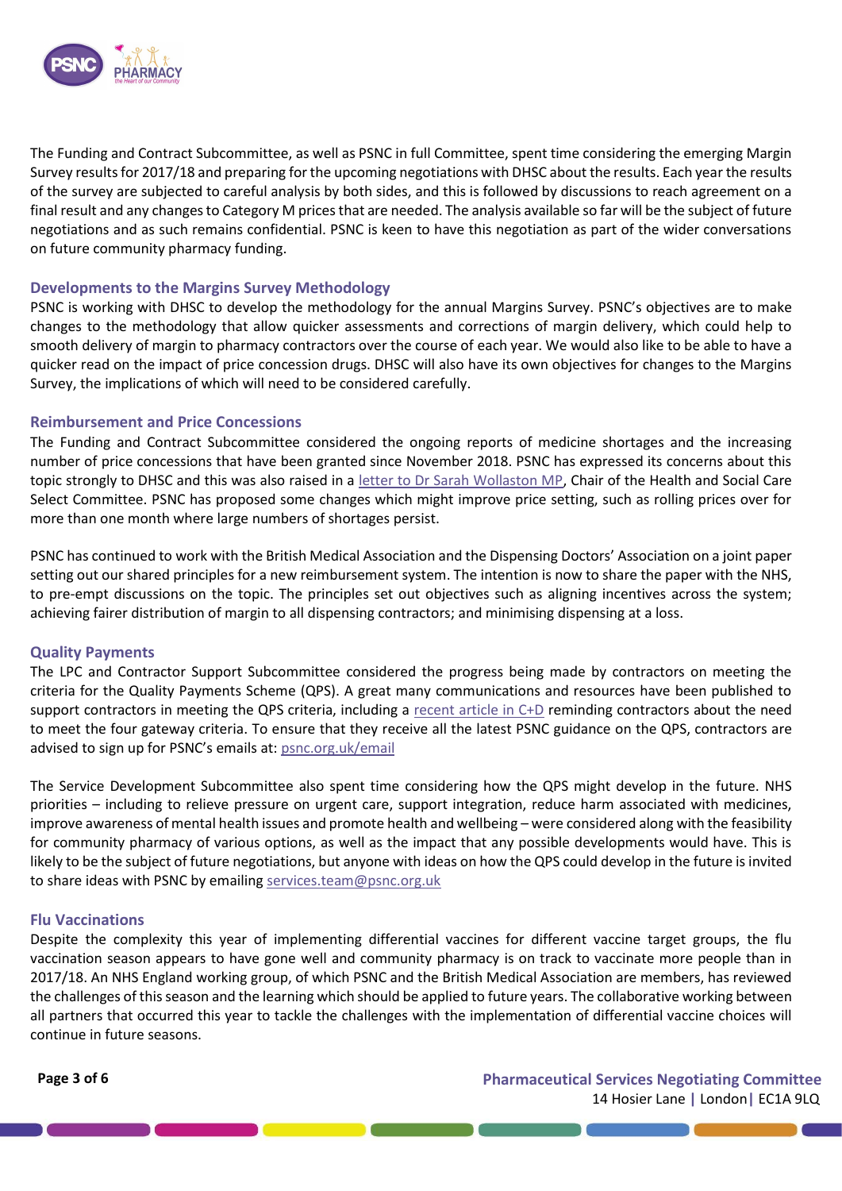The Funding and Contract Subcommittee, as well as PSNC in full Committee, spent time considering the emerging Margin Survey results for 2017/18 and preparing for the upcoming negotiations with DHSC about the results. Each year the results of the survey are subjected to careful analysis by both sides, and this is followed by discussions to reach agreement on a final result and any changes to Category M prices that are needed. The analysis available so far will be the subject of future negotiations and as such remains confidential. PSNC is keen to have this negotiation as part of the wider conversations on future community pharmacy funding.

### Developments to the Margins Survey Methodology

PSNC is working with DHSC to develop the methodology for the annual Margins Survey. PSNC's objectives are to make changes to the methodology that allow quicker assessments and corrections of margin delivery, which could help to smooth delivery of margin to pharmacy contractors over the course of each year. We would also like to be able to have a quicker read on the impact of price concession drugs. DHSC will also have its own objectives for changes to the Margins Survey, the implications of which will need to be considered carefully.

### Reimbursement and Price Concessions

The Funding and Contract Subcommittee considered the ongoing reports of medicine shortages and the increasing number of price concessions that have been granted since November 2018. PSNC has expressed its concerns about this topic strongly to DHSC and this was also raised in a letter to Dr Sarah Wollaston MP, Chair of the Health and Social Care Select Committee. PSNC has proposed some changes which might improve price setting, such as rolling prices over for more than one month where large numbers of shortages persist.

PSNC has continued to work with the British Medical Association and the Dispensing Doctors' Association on a joint paper setting out our shared principles for a new reimbursement system. The intention is now to share the paper with the NHS, to pre-empt discussions on the topic. The principles set out objectives such as aligning incentives across the system; achieving fairer distribution of margin to all dispensing contractors; and minimising dispensing at a loss.

### Quality Payments

The LPC and Contractor Support Subcommittee considered the progress being made by contractors on meeting the criteria for the Quality Payments Scheme (QPS). A great many communications and resources have been published to support contractors in meeting the QPS criteria, including a recent article in C+D reminding contractors about the need to meet the four gateway criteria. To ensure that they receive all the latest PSNC guidance on the QPS, contractors are advised to sign up for PSNC's emails at: psnc.org.uk/email

The Service Development Subcommittee also spent time considering how the QPS might develop in the future. NHS priorities – including to relieve pressure on urgent care, support integration, reduce harm associated with medicines, improve awareness of mental health issues and promote health and wellbeing – were considered along with the feasibility for community pharmacy of various options, as well as the impact that any possible developments would have. This is likely to be the subject of future negotiations, but anyone with ideas on how the QPS could develop in the future is invited to share ideas with PSNC by emailing services.team@psnc.org.uk

### Flu Vaccinations

Despite the complexity this year of implementing differential vaccines for different vaccine target groups, the flu vaccination season appears to have gone well and community pharmacy is on track to vaccinate more people than in 2017/18. An NHS England working group, of which PSNC and the British Medical Association are members, has reviewed the challenges of this season and the learning which should be applied to future years. The collaborative working between all partners that occurred this year to tackle the challenges with the implementation of differential vaccine choices will continue in future seasons.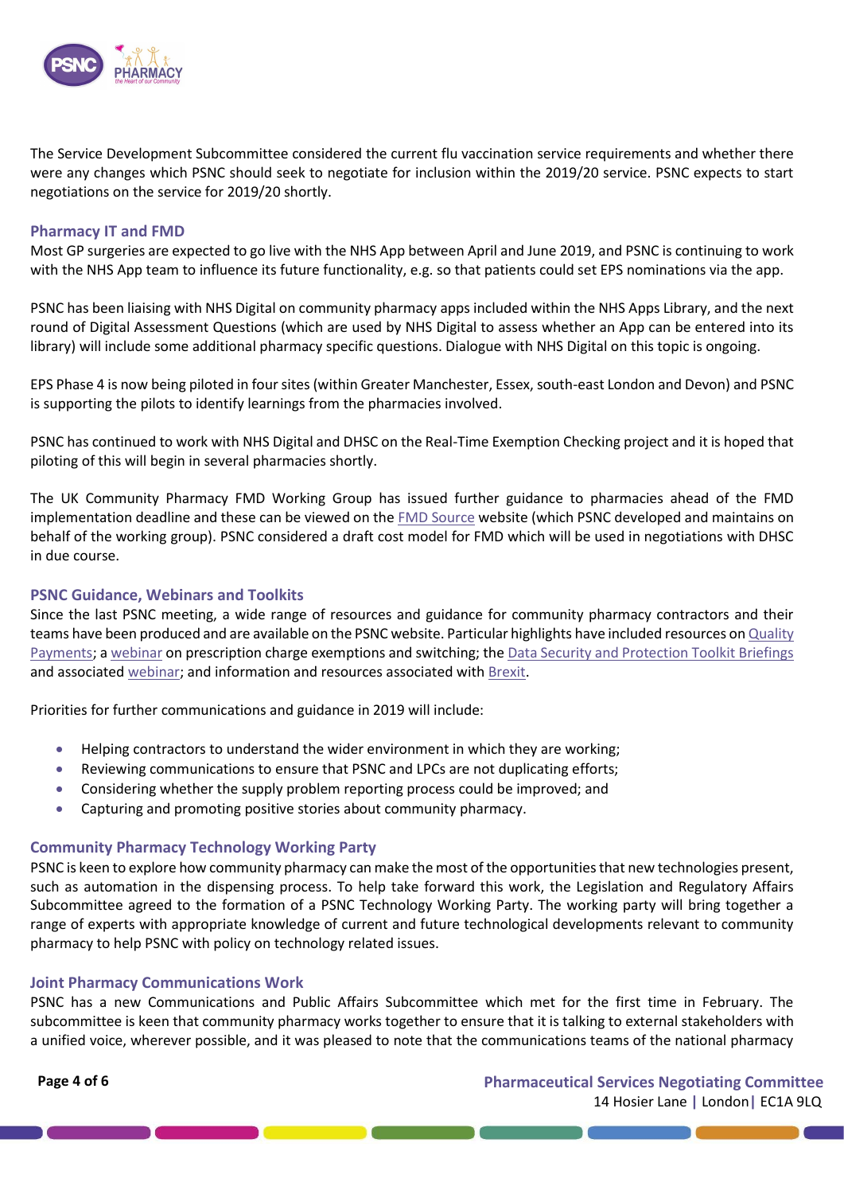The Service Development Subcommittee considered the current flu vaccination service requirements and whether there were any changes which PSNC should seek to negotiate for inclusion within the 2019/20 service. PSNC expects to start negotiations on the service for 2019/20 shortly.

## Pharmacy IT and FMD

Most GP surgeries are expected to go live with the NHS App between April and June 2019, and PSNC is continuing to work with the NHS App team to influence its future functionality, e.g. so that patients could set EPS nominations via the app.

PSNC has been liaising with NHS Digital on community pharmacy apps included within the NHS Apps Library, and the next round of Digital Assessment Questions (which are used by NHS Digital to assess whether an App can be entered into its library) will include some additional pharmacy specific questions. Dialogue with NHS Digital on this topic is ongoing.

EPS Phase 4 is now being piloted in four sites (within Greater Manchester, Essex, south-east London and Devon) and PSNC is supporting the pilots to identify learnings from the pharmacies involved.

PSNC has continued to work with NHS Digital and DHSC on the Real-Time Exemption Checking project and it is hoped that piloting of this will begin in several pharmacies shortly.

The UK Community Pharmacy FMD Working Group has issued further guidance to pharmacies ahead of the FMD implementation deadline and these can be viewed on the FMD Source website (which PSNC developed and maintains on behalf of the working group). PSNC considered a draft cost model for FMD which will be used in negotiations with DHSC in due course.

## PSNC Guidance, Webinars and Toolkits

Since the last PSNC meeting, a wide range of resources and guidance for community pharmacy contractors and their teams have been produced and are available on the PSNC website. Particular highlights have included resources on Quality Payments; a webinar on prescription charge exemptions and switching; the Data Security and Protection Toolkit Briefings and associated webinar; and information and resources associated with Brexit.

Priorities for further communications and guidance in 2019 will include:

- Helping contractors to understand the wider environment in which they are working;
- Reviewing communications to ensure that PSNC and LPCs are not duplicating efforts;
- Considering whether the supply problem reporting process could be improved; and
- Capturing and promoting positive stories about community pharmacy.

## Community Pharmacy Technology Working Party

PSNC is keen to explore how community pharmacy can make the most of the opportunities that new technologies present, such as automation in the dispensing process. To help take forward this work, the Legislation and Regulatory Affairs Subcommittee agreed to the formation of a PSNC Technology Working Party. The working party will bring together a range of experts with appropriate knowledge of current and future technological developments relevant to community pharmacy to help PSNC with policy on technology related issues.

## Joint Pharmacy Communications Work

PSNC has a new Communications and Public Affairs Subcommittee which met for the first time in February. The subcommittee is keen that community pharmacy works together to ensure that it is talking to external stakeholders with a unified voice, wherever possible, and it was pleased to note that the communications teams of the national pharmacy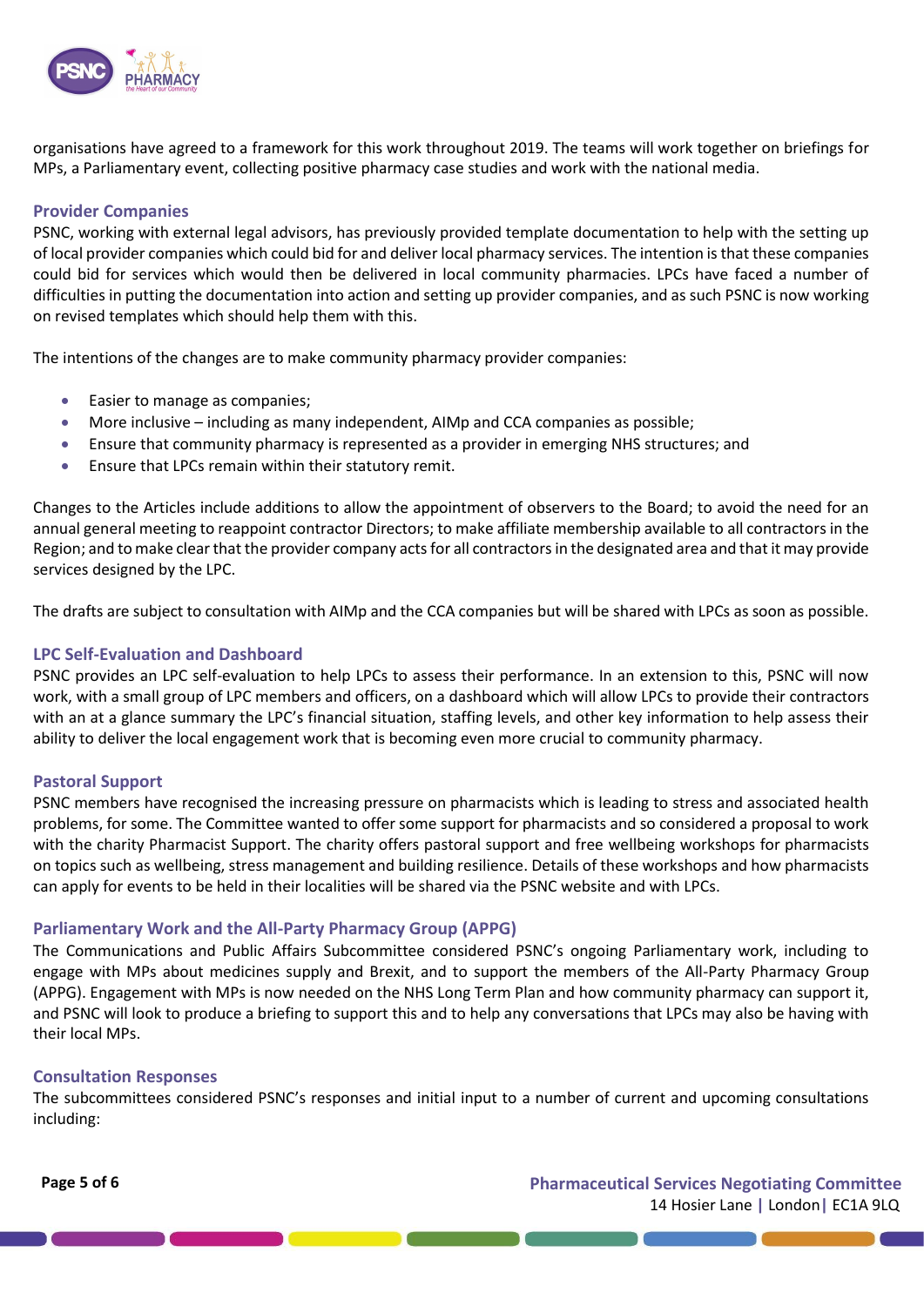organisations have agreed to a framework for this work throughout 2019. The teams will work together on briefings for MPs, a Parliamentary event, collecting positive pharmacy case studies and work with the national media.

### Provider Companies

PSNC, working with external legal advisors, has previously provided template documentation to help with the setting up of local provider companies which could bid for and deliver local pharmacy services. The intention is that these companies could bid for services which would then be delivered in local community pharmacies. LPCs have faced a number of difficulties in putting the documentation into action and setting up provider companies, and as such PSNC is now working on revised templates which should help them with this.

The intentions of the changes are to make community pharmacy provider companies:

- Easier to manage as companies;
- More inclusive – including as many independent, AIMp and CCA companies as possible;
- Ensure that community pharmacy is represented as a provider in emerging NHS structures; and
- Ensure that LPCs remain within their statutory remit.

Changes to the Articles include additions to allow the appointment of observers to the Board; to avoid the need for an annual general meeting to reappoint contractor Directors; to make affiliate membership available to all contractors in the Region; and to make clear that the provider company acts for all contractors in the designated area and that it may provide services designed by the LPC.

The drafts are subject to consultation with AIMp and the CCA companies but will be shared with LPCs as soon as possible.

### LPC Self-Evaluation and Dashboard

PSNC provides an LPC self-evaluation to help LPCs to assess their performance. In an extension to this, PSNC will now work, with a small group of LPC members and officers, on a dashboard which will allow LPCs to provide their contractors with an at a glance summary the LPC's financial situation, staffing levels, and other key information to help assess their ability to deliver the local engagement work that is becoming even more crucial to community pharmacy.

### Pastoral Support

PSNC members have recognised the increasing pressure on pharmacists which is leading to stress and associated health problems, for some. The Committee wanted to offer some support for pharmacists and so considered a proposal to work with the charity Pharmacist Support. The charity offers pastoral support and free wellbeing workshops for pharmacists on topics such as wellbeing, stress management and building resilience. Details of these workshops and how pharmacists can apply for events to be held in their localities will be shared via the PSNC website and with LPCs.

### Parliamentary Work and the All-Party Pharmacy Group (APPG)

The Communications and Public Affairs Subcommittee considered PSNC's ongoing Parliamentary work, including to engage with MPs about medicines supply and Brexit, and to support the members of the All-Party Pharmacy Group (APPG). Engagement with MPs is now needed on the NHS Long Term Plan and how community pharmacy can support it, and PSNC will look to produce a briefing to support this and to help any conversations that LPCs may also be having with their local MPs.

### Consultation Responses

The subcommittees considered PSNC's responses and initial input to a number of current and upcoming consultations including: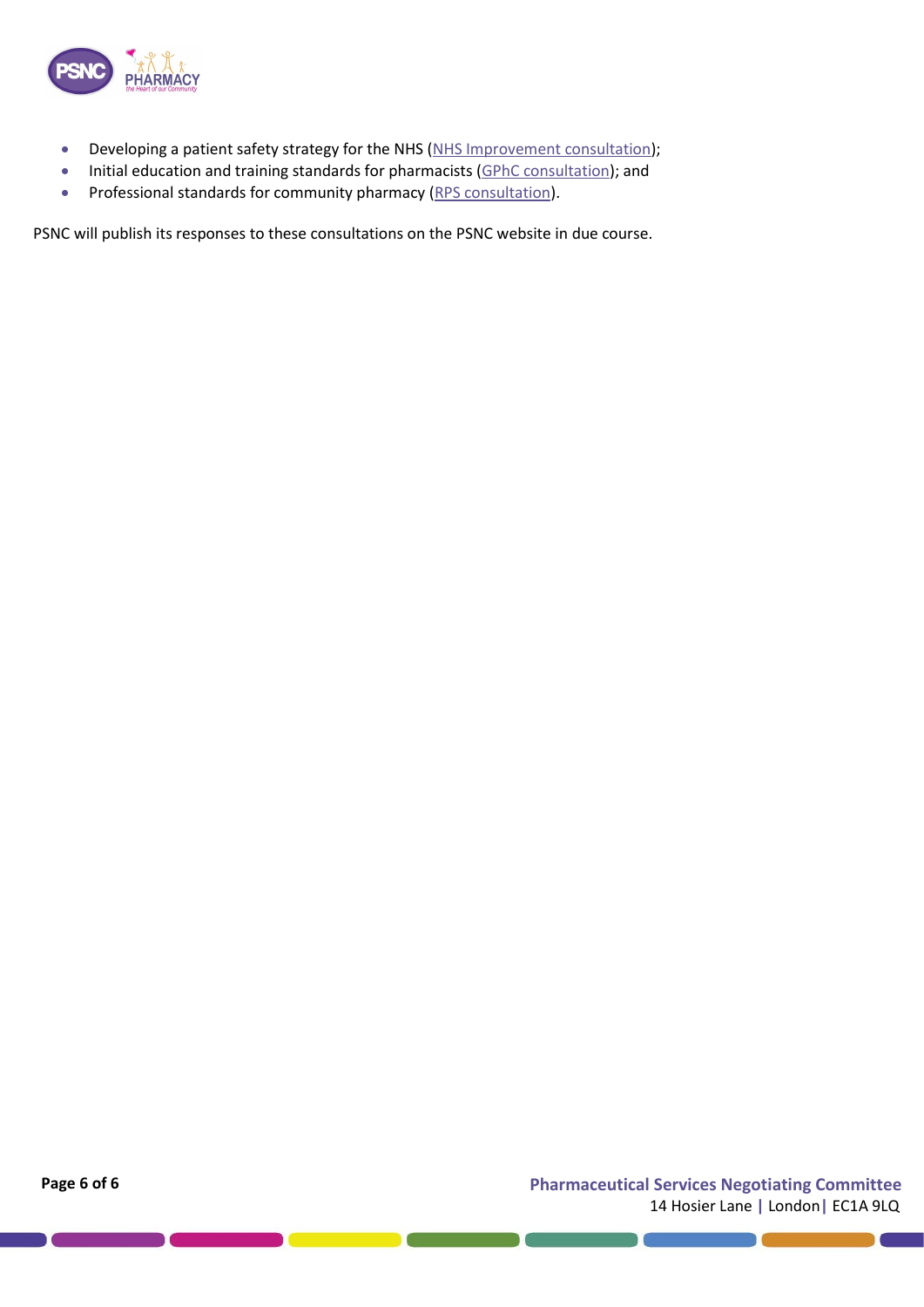- Developing a patient safety strategy for the NHS (NHS Improvement consultation);
- Initial education and training standards for pharmacists (GPhC consultation); and
- Professional standards for community pharmacy (RPS consultation).

PSNC will publish its responses to these consultations on the PSNC website in due course.